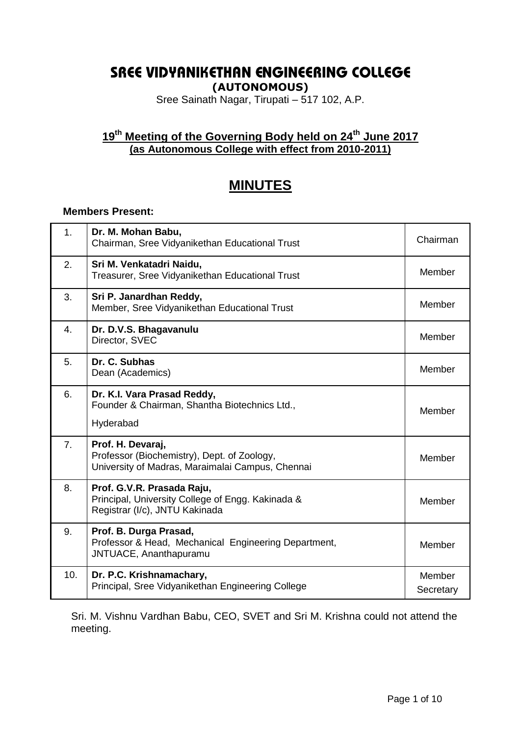# SREE VIDYANIKETHAN ENGINEERING COLLEGE

**(AUTONOMOUS)**

Sree Sainath Nagar, Tirupati – 517 102, A.P.

## 19th Meeting of the Governing Body held on 24th June 2017
**(as Autonomous College with effect from 2010-2011)**

# MINUTES

**Members Present:**

| | | |
|---|---|---|
| 1. | **Dr. M. Mohan Babu,** Chairman, Sree Vidyanikethan Educational Trust | Chairman |
| 2. | **Sri M. Venkatadri Naidu,** Treasurer, Sree Vidyanikethan Educational Trust | Member |
| 3. | **Sri P. Janardhan Reddy,** Member, Sree Vidyanikethan Educational Trust | Member |
| 4. | **Dr. D.V.S. Bhagavanulu** Director, SVEC | Member |
| 5. | **Dr. C. Subhas** Dean (Academics) | Member |
| 6. | **Dr. K.I. Vara Prasad Reddy,** Founder & Chairman, Shantha Biotechnics Ltd., Hyderabad | Member |
| 7. | **Prof. H. Devaraj,** Professor (Biochemistry), Dept. of Zoology, University of Madras, Maraimalai Campus, Chennai | Member |
| 8. | **Prof. G.V.R. Prasada Raju,** Principal, University College of Engg. Kakinada & Registrar (I/c), JNTU Kakinada | Member |
| 9. | **Prof. B. Durga Prasad,** Professor & Head, Mechanical Engineering Department, JNTUACE, Ananthapuramu | Member |
| 10. | **Dr. P.C. Krishnamachary,** Principal, Sree Vidyanikethan Engineering College | Member Secretary |

Sri. M. Vishnu Vardhan Babu, CEO, SVET and Sri M. Krishna could not attend the meeting.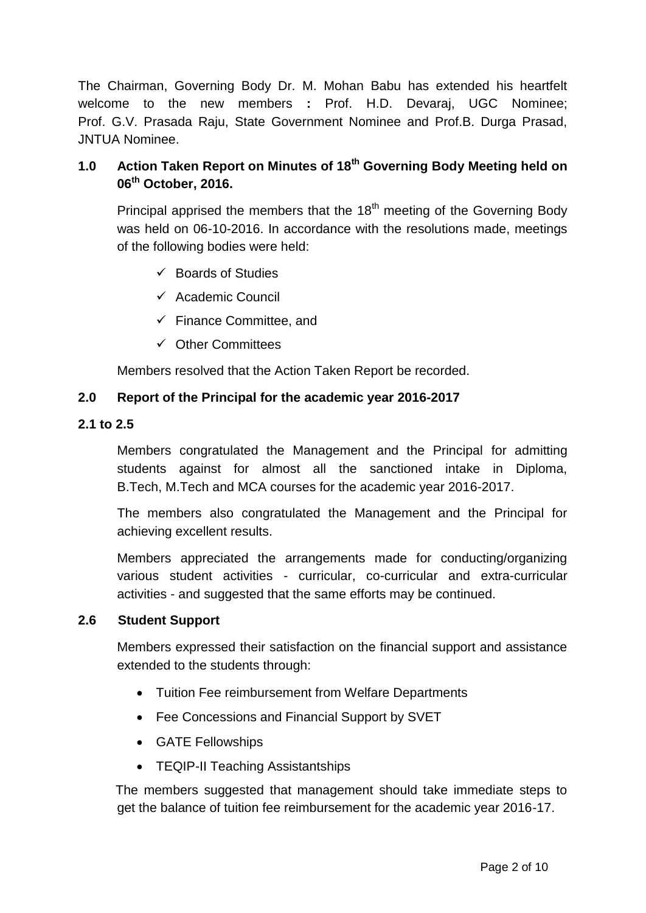The Chairman, Governing Body Dr. M. Mohan Babu has extended his heartfelt welcome to the new members **:** Prof. H.D. Devaraj, UGC Nominee; Prof. G.V. Prasada Raju, State Government Nominee and Prof.B. Durga Prasad, JNTUA Nominee.

## 1.0 Action Taken Report on Minutes of 18th Governing Body Meeting held on 06th October, 2016.

Principal apprised the members that the 18th meeting of the Governing Body was held on 06-10-2016. In accordance with the resolutions made, meetings of the following bodies were held:

- ✓ Boards of Studies
- ✓ Academic Council
- ✓ Finance Committee, and
- ✓ Other Committees

Members resolved that the Action Taken Report be recorded.

## 2.0 Report of the Principal for the academic year 2016-2017

### 2.1 to 2.5

Members congratulated the Management and the Principal for admitting students against for almost all the sanctioned intake in Diploma, B.Tech, M.Tech and MCA courses for the academic year 2016-2017.

The members also congratulated the Management and the Principal for achieving excellent results.

Members appreciated the arrangements made for conducting/organizing various student activities - curricular, co-curricular and extra-curricular activities - and suggested that the same efforts may be continued.

### 2.6 Student Support

Members expressed their satisfaction on the financial support and assistance extended to the students through:

- Tuition Fee reimbursement from Welfare Departments
- Fee Concessions and Financial Support by SVET
- GATE Fellowships
- TEQIP-II Teaching Assistantships

The members suggested that management should take immediate steps to get the balance of tuition fee reimbursement for the academic year 2016-17.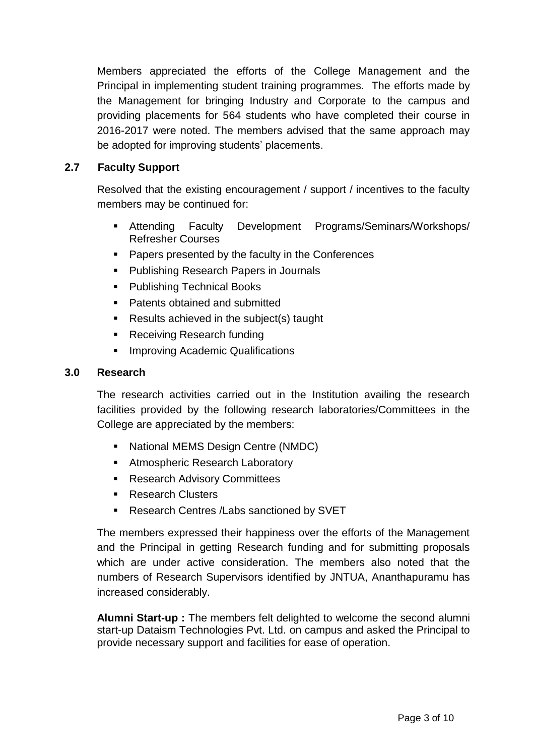Members appreciated the efforts of the College Management and the Principal in implementing student training programmes. The efforts made by the Management for bringing Industry and Corporate to the campus and providing placements for 564 students who have completed their course in 2016-2017 were noted. The members advised that the same approach may be adopted for improving students' placements.

### 2.7 Faculty Support

Resolved that the existing encouragement / support / incentives to the faculty members may be continued for:

- Attending Faculty Development Programs/Seminars/Workshops/ Refresher Courses
- Papers presented by the faculty in the Conferences
- Publishing Research Papers in Journals
- Publishing Technical Books
- Patents obtained and submitted
- Results achieved in the subject(s) taught
- Receiving Research funding
- Improving Academic Qualifications

## 3.0 Research

The research activities carried out in the Institution availing the research facilities provided by the following research laboratories/Committees in the College are appreciated by the members:

- National MEMS Design Centre (NMDC)
- Atmospheric Research Laboratory
- Research Advisory Committees
- Research Clusters
- Research Centres /Labs sanctioned by SVET

The members expressed their happiness over the efforts of the Management and the Principal in getting Research funding and for submitting proposals which are under active consideration. The members also noted that the numbers of Research Supervisors identified by JNTUA, Ananthapuramu has increased considerably.

**Alumni Start-up :** The members felt delighted to welcome the second alumni start-up Dataism Technologies Pvt. Ltd. on campus and asked the Principal to provide necessary support and facilities for ease of operation.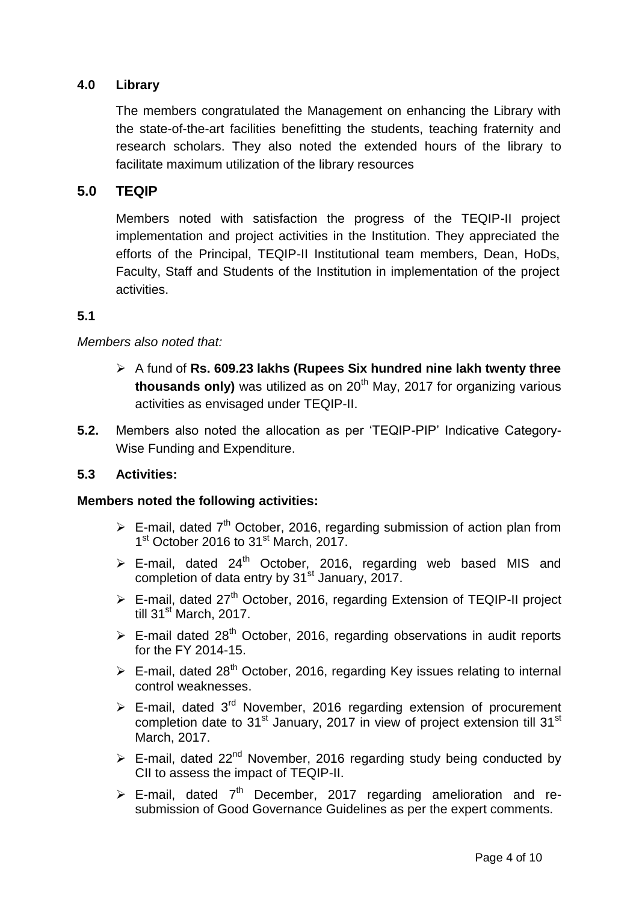## 4.0 Library

The members congratulated the Management on enhancing the Library with the state-of-the-art facilities benefitting the students, teaching fraternity and research scholars. They also noted the extended hours of the library to facilitate maximum utilization of the library resources

## 5.0 TEQIP

Members noted with satisfaction the progress of the TEQIP-II project implementation and project activities in the Institution. They appreciated the efforts of the Principal, TEQIP-II Institutional team members, Dean, HoDs, Faculty, Staff and Students of the Institution in implementation of the project activities.

**5.1**

*Members also noted that:*

- A fund of **Rs. 609.23 lakhs (Rupees Six hundred nine lakh twenty three thousands only)** was utilized as on 20th May, 2017 for organizing various activities as envisaged under TEQIP-II.

**5.2.** Members also noted the allocation as per 'TEQIP-PIP' Indicative Category-Wise Funding and Expenditure.

**5.3 Activities:**

**Members noted the following activities:**

- E-mail, dated 7th October, 2016, regarding submission of action plan from 1st October 2016 to 31st March, 2017.
- E-mail, dated 24th October, 2016, regarding web based MIS and completion of data entry by 31st January, 2017.
- E-mail, dated 27th October, 2016, regarding Extension of TEQIP-II project till 31st March, 2017.
- E-mail dated 28th October, 2016, regarding observations in audit reports for the FY 2014-15.
- E-mail, dated 28th October, 2016, regarding Key issues relating to internal control weaknesses.
- E-mail, dated 3rd November, 2016 regarding extension of procurement completion date to 31st January, 2017 in view of project extension till 31st March, 2017.
- E-mail, dated 22nd November, 2016 regarding study being conducted by CII to assess the impact of TEQIP-II.
- E-mail, dated 7th December, 2017 regarding amelioration and re-submission of Good Governance Guidelines as per the expert comments.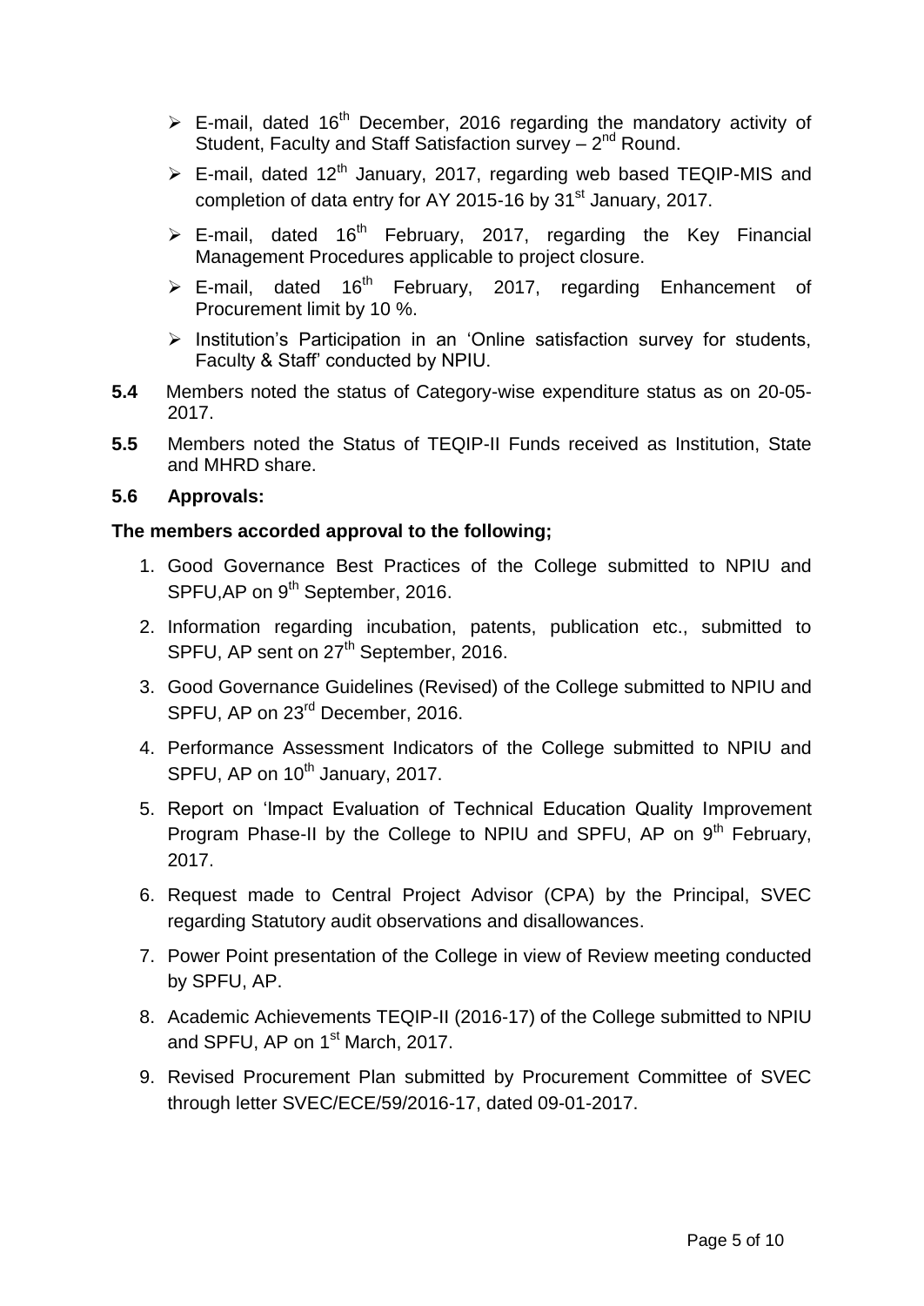- E-mail, dated 16th December, 2016 regarding the mandatory activity of Student, Faculty and Staff Satisfaction survey – 2nd Round.
- E-mail, dated 12th January, 2017, regarding web based TEQIP-MIS and completion of data entry for AY 2015-16 by 31st January, 2017.
- E-mail, dated 16th February, 2017, regarding the Key Financial Management Procedures applicable to project closure.
- E-mail, dated 16th February, 2017, regarding Enhancement of Procurement limit by 10 %.
- Institution's Participation in an 'Online satisfaction survey for students, Faculty & Staff' conducted by NPIU.

**5.4** Members noted the status of Category-wise expenditure status as on 20-05-2017.

**5.5** Members noted the Status of TEQIP-II Funds received as Institution, State and MHRD share.

**5.6 Approvals:**

**The members accorded approval to the following;**

1. Good Governance Best Practices of the College submitted to NPIU and SPFU,AP on 9th September, 2016.
2. Information regarding incubation, patents, publication etc., submitted to SPFU, AP sent on 27th September, 2016.
3. Good Governance Guidelines (Revised) of the College submitted to NPIU and SPFU, AP on 23rd December, 2016.
4. Performance Assessment Indicators of the College submitted to NPIU and SPFU, AP on 10th January, 2017.
5. Report on 'Impact Evaluation of Technical Education Quality Improvement Program Phase-II by the College to NPIU and SPFU, AP on 9th February, 2017.
6. Request made to Central Project Advisor (CPA) by the Principal, SVEC regarding Statutory audit observations and disallowances.
7. Power Point presentation of the College in view of Review meeting conducted by SPFU, AP.
8. Academic Achievements TEQIP-II (2016-17) of the College submitted to NPIU and SPFU, AP on 1st March, 2017.
9. Revised Procurement Plan submitted by Procurement Committee of SVEC through letter SVEC/ECE/59/2016-17, dated 09-01-2017.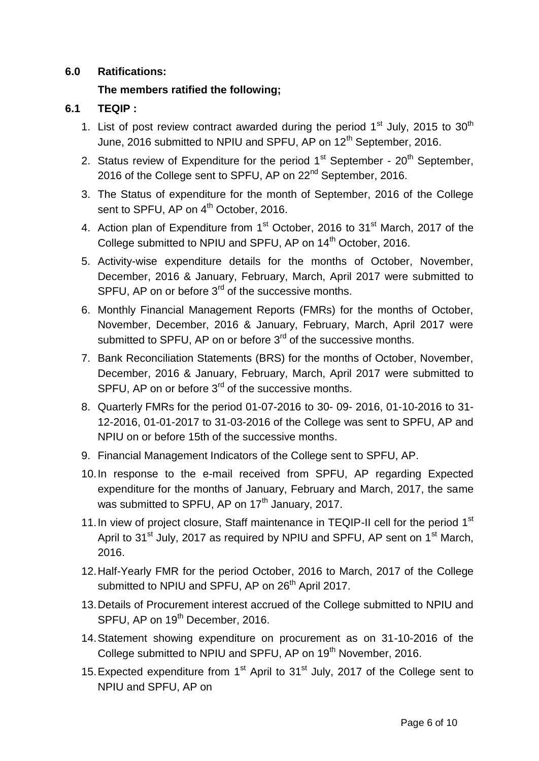**6.0 Ratifications:**

**The members ratified the following;**

**6.1 TEQIP :**

1. List of post review contract awarded during the period 1st July, 2015 to 30th June, 2016 submitted to NPIU and SPFU, AP on 12th September, 2016.
2. Status review of Expenditure for the period 1st September - 20th September, 2016 of the College sent to SPFU, AP on 22nd September, 2016.
3. The Status of expenditure for the month of September, 2016 of the College sent to SPFU, AP on 4th October, 2016.
4. Action plan of Expenditure from 1st October, 2016 to 31st March, 2017 of the College submitted to NPIU and SPFU, AP on 14th October, 2016.
5. Activity-wise expenditure details for the months of October, November, December, 2016 & January, February, March, April 2017 were submitted to SPFU, AP on or before 3rd of the successive months.
6. Monthly Financial Management Reports (FMRs) for the months of October, November, December, 2016 & January, February, March, April 2017 were submitted to SPFU, AP on or before 3rd of the successive months.
7. Bank Reconciliation Statements (BRS) for the months of October, November, December, 2016 & January, February, March, April 2017 were submitted to SPFU, AP on or before 3rd of the successive months.
8. Quarterly FMRs for the period 01-07-2016 to 30- 09- 2016, 01-10-2016 to 31-12-2016, 01-01-2017 to 31-03-2016 of the College was sent to SPFU, AP and NPIU on or before 15th of the successive months.
9. Financial Management Indicators of the College sent to SPFU, AP.
10. In response to the e-mail received from SPFU, AP regarding Expected expenditure for the months of January, February and March, 2017, the same was submitted to SPFU, AP on 17th January, 2017.
11. In view of project closure, Staff maintenance in TEQIP-II cell for the period 1st April to 31st July, 2017 as required by NPIU and SPFU, AP sent on 1st March, 2016.
12. Half-Yearly FMR for the period October, 2016 to March, 2017 of the College submitted to NPIU and SPFU, AP on 26th April 2017.
13. Details of Procurement interest accrued of the College submitted to NPIU and SPFU, AP on 19th December, 2016.
14. Statement showing expenditure on procurement as on 31-10-2016 of the College submitted to NPIU and SPFU, AP on 19th November, 2016.
15. Expected expenditure from 1st April to 31st July, 2017 of the College sent to NPIU and SPFU, AP on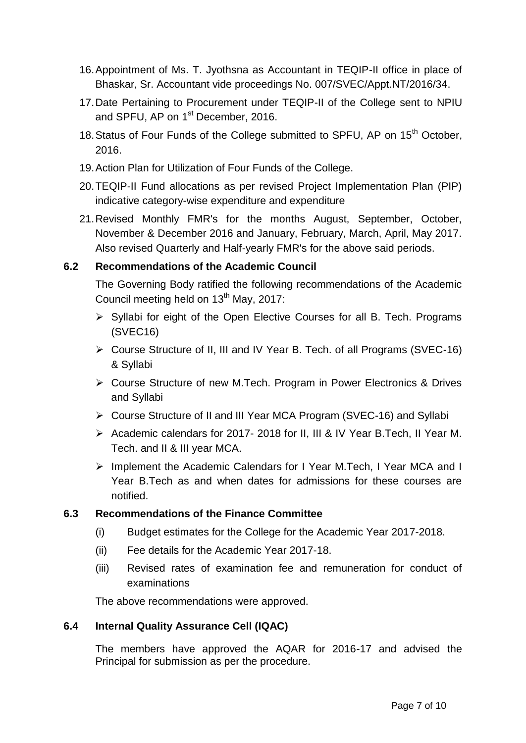16. Appointment of Ms. T. Jyothsna as Accountant in TEQIP-II office in place of Bhaskar, Sr. Accountant vide proceedings No. 007/SVEC/Appt.NT/2016/34.
17. Date Pertaining to Procurement under TEQIP-II of the College sent to NPIU and SPFU, AP on 1st December, 2016.
18. Status of Four Funds of the College submitted to SPFU, AP on 15th October, 2016.
19. Action Plan for Utilization of Four Funds of the College.
20. TEQIP-II Fund allocations as per revised Project Implementation Plan (PIP) indicative category-wise expenditure and expenditure
21. Revised Monthly FMR's for the months August, September, October, November & December 2016 and January, February, March, April, May 2017. Also revised Quarterly and Half-yearly FMR's for the above said periods.

**6.2 Recommendations of the Academic Council**

The Governing Body ratified the following recommendations of the Academic Council meeting held on 13th May, 2017:

- Syllabi for eight of the Open Elective Courses for all B. Tech. Programs (SVEC16)
- Course Structure of II, III and IV Year B. Tech. of all Programs (SVEC-16) & Syllabi
- Course Structure of new M.Tech. Program in Power Electronics & Drives and Syllabi
- Course Structure of II and III Year MCA Program (SVEC-16) and Syllabi
- Academic calendars for 2017- 2018 for II, III & IV Year B.Tech, II Year M. Tech. and II & III year MCA.
- Implement the Academic Calendars for I Year M.Tech, I Year MCA and I Year B.Tech as and when dates for admissions for these courses are notified.

**6.3 Recommendations of the Finance Committee**

(i) Budget estimates for the College for the Academic Year 2017-2018.

(ii) Fee details for the Academic Year 2017-18.

(iii) Revised rates of examination fee and remuneration for conduct of examinations

The above recommendations were approved.

**6.4 Internal Quality Assurance Cell (IQAC)**

The members have approved the AQAR for 2016-17 and advised the Principal for submission as per the procedure.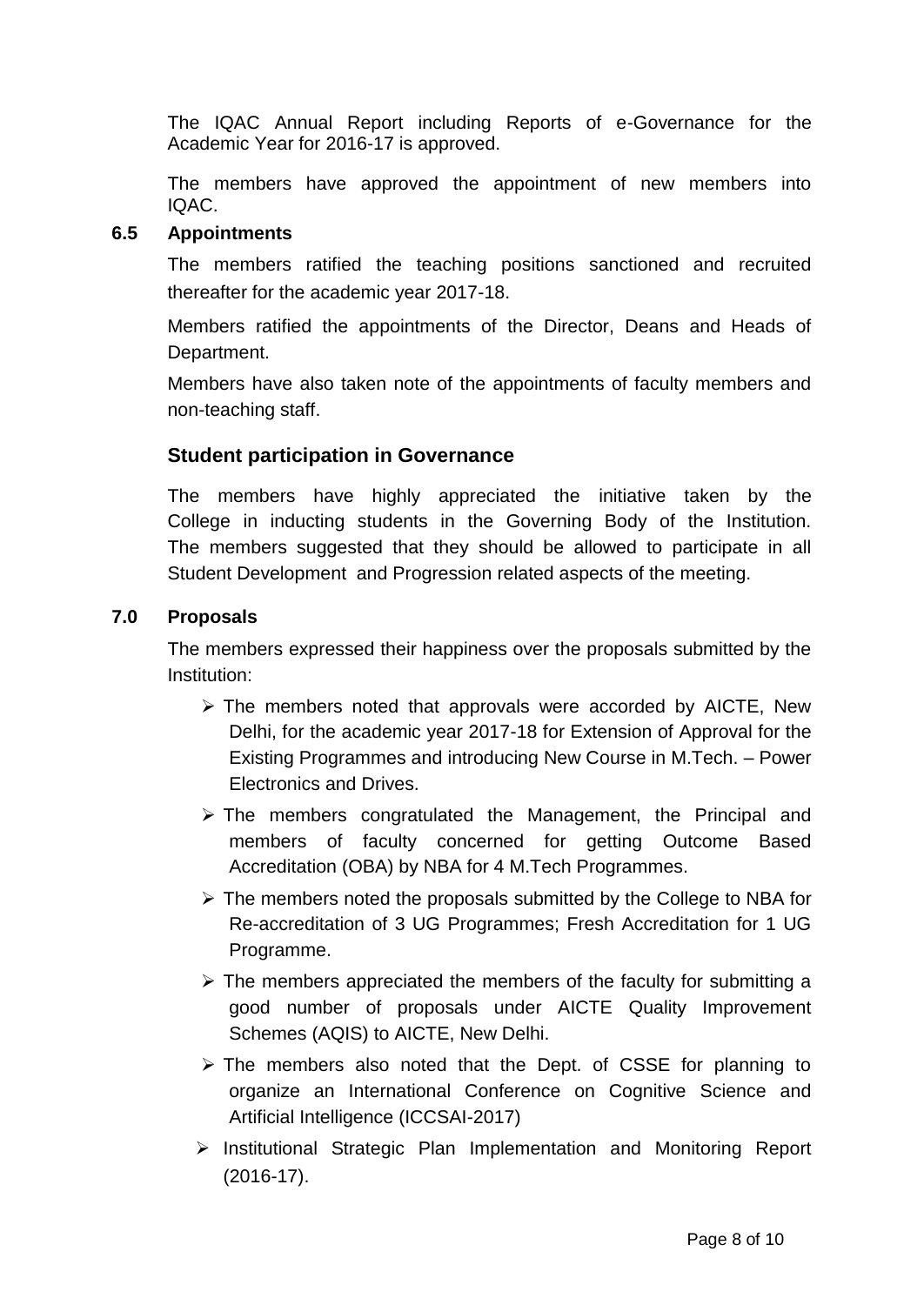The IQAC Annual Report including Reports of e-Governance for the Academic Year for 2016-17 is approved.

The members have approved the appointment of new members into IQAC.

### 6.5 Appointments

The members ratified the teaching positions sanctioned and recruited thereafter for the academic year 2017-18.

Members ratified the appointments of the Director, Deans and Heads of Department.

Members have also taken note of the appointments of faculty members and non-teaching staff.

### Student participation in Governance

The members have highly appreciated the initiative taken by the College in inducting students in the Governing Body of the Institution. The members suggested that they should be allowed to participate in all Student Development and Progression related aspects of the meeting.

### 7.0 Proposals

The members expressed their happiness over the proposals submitted by the Institution:

- The members noted that approvals were accorded by AICTE, New Delhi, for the academic year 2017-18 for Extension of Approval for the Existing Programmes and introducing New Course in M.Tech. – Power Electronics and Drives.
- The members congratulated the Management, the Principal and members of faculty concerned for getting Outcome Based Accreditation (OBA) by NBA for 4 M.Tech Programmes.
- The members noted the proposals submitted by the College to NBA for Re-accreditation of 3 UG Programmes; Fresh Accreditation for 1 UG Programme.
- The members appreciated the members of the faculty for submitting a good number of proposals under AICTE Quality Improvement Schemes (AQIS) to AICTE, New Delhi.
- The members also noted that the Dept. of CSSE for planning to organize an International Conference on Cognitive Science and Artificial Intelligence (ICCSAI-2017)
- Institutional Strategic Plan Implementation and Monitoring Report (2016-17).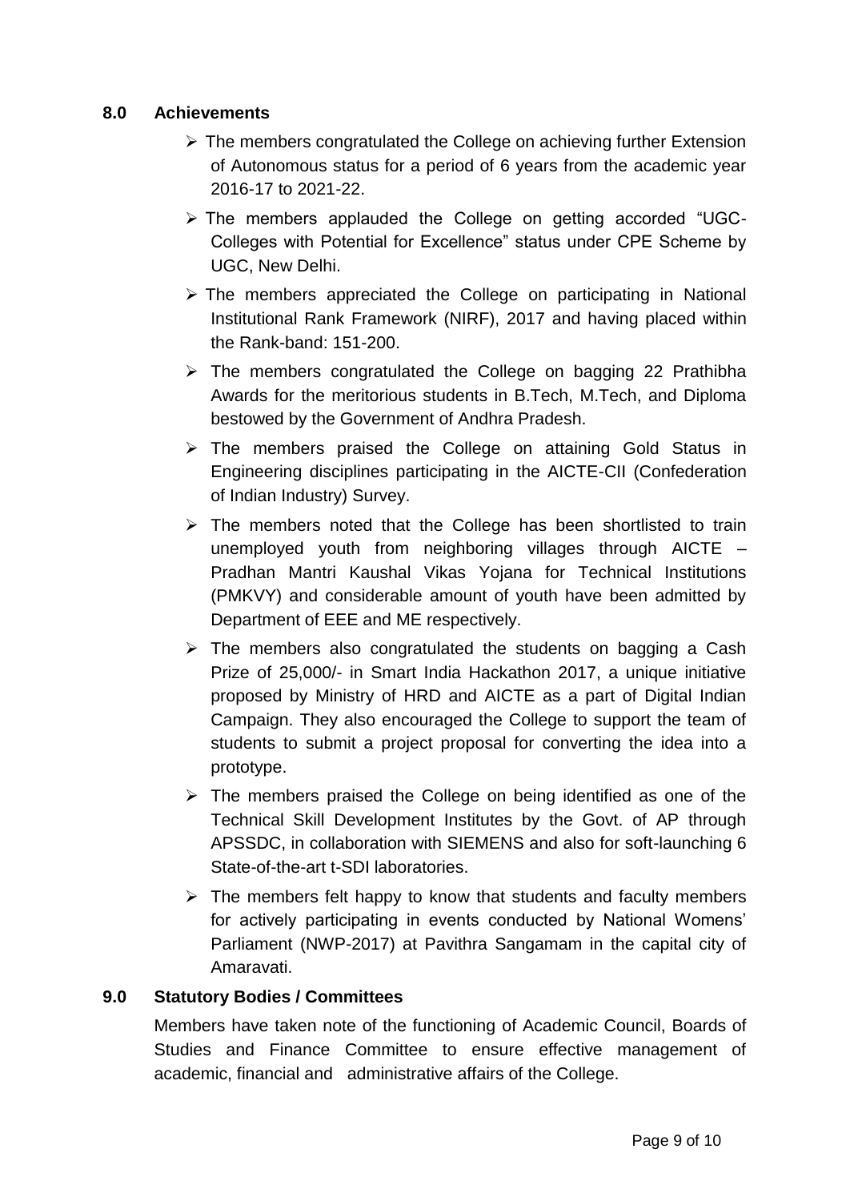## 8.0 Achievements

- The members congratulated the College on achieving further Extension of Autonomous status for a period of 6 years from the academic year 2016-17 to 2021-22.
- The members applauded the College on getting accorded "UGC-Colleges with Potential for Excellence" status under CPE Scheme by UGC, New Delhi.
- The members appreciated the College on participating in National Institutional Rank Framework (NIRF), 2017 and having placed within the Rank-band: 151-200.
- The members congratulated the College on bagging 22 Prathibha Awards for the meritorious students in B.Tech, M.Tech, and Diploma bestowed by the Government of Andhra Pradesh.
- The members praised the College on attaining Gold Status in Engineering disciplines participating in the AICTE-CII (Confederation of Indian Industry) Survey.
- The members noted that the College has been shortlisted to train unemployed youth from neighboring villages through AICTE – Pradhan Mantri Kaushal Vikas Yojana for Technical Institutions (PMKVY) and considerable amount of youth have been admitted by Department of EEE and ME respectively.
- The members also congratulated the students on bagging a Cash Prize of 25,000/- in Smart India Hackathon 2017, a unique initiative proposed by Ministry of HRD and AICTE as a part of Digital Indian Campaign. They also encouraged the College to support the team of students to submit a project proposal for converting the idea into a prototype.
- The members praised the College on being identified as one of the Technical Skill Development Institutes by the Govt. of AP through APSSDC, in collaboration with SIEMENS and also for soft-launching 6 State-of-the-art t-SDI laboratories.
- The members felt happy to know that students and faculty members for actively participating in events conducted by National Womens' Parliament (NWP-2017) at Pavithra Sangamam in the capital city of Amaravati.

## 9.0 Statutory Bodies / Committees

Members have taken note of the functioning of Academic Council, Boards of Studies and Finance Committee to ensure effective management of academic, financial and administrative affairs of the College.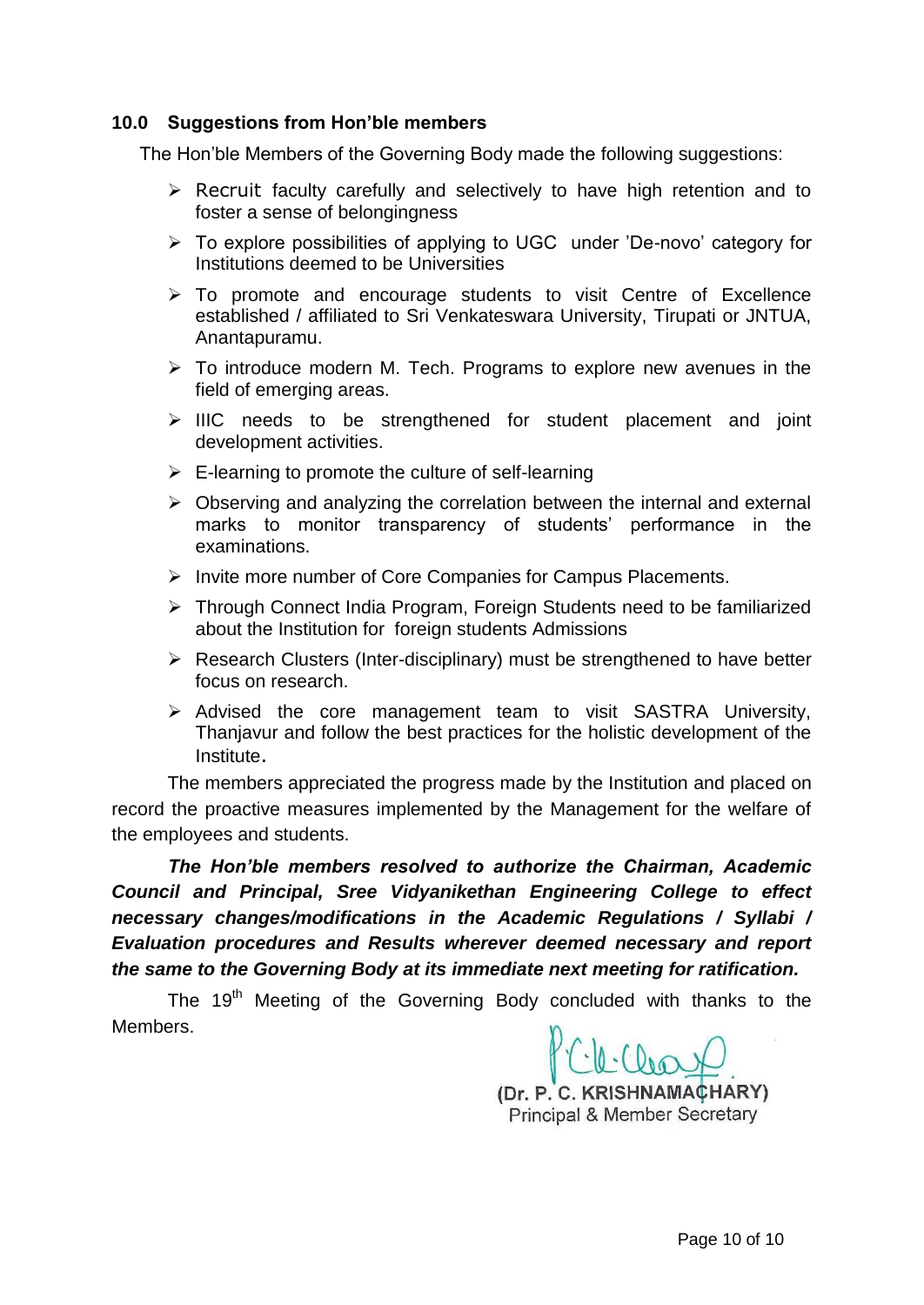## 10.0 Suggestions from Hon'ble members

The Hon'ble Members of the Governing Body made the following suggestions:

- Recruit faculty carefully and selectively to have high retention and to foster a sense of belongingness
- To explore possibilities of applying to UGC under 'De-novo' category for Institutions deemed to be Universities
- To promote and encourage students to visit Centre of Excellence established / affiliated to Sri Venkateswara University, Tirupati or JNTUA, Anantapuramu.
- To introduce modern M. Tech. Programs to explore new avenues in the field of emerging areas.
- IIIC needs to be strengthened for student placement and joint development activities.
- E-learning to promote the culture of self-learning
- Observing and analyzing the correlation between the internal and external marks to monitor transparency of students' performance in the examinations.
- Invite more number of Core Companies for Campus Placements.
- Through Connect India Program, Foreign Students need to be familiarized about the Institution for foreign students Admissions
- Research Clusters (Inter-disciplinary) must be strengthened to have better focus on research.
- Advised the core management team to visit SASTRA University, Thanjavur and follow the best practices for the holistic development of the Institute.

The members appreciated the progress made by the Institution and placed on record the proactive measures implemented by the Management for the welfare of the employees and students.

***The Hon'ble members resolved to authorize the Chairman, Academic Council and Principal, Sree Vidyanikethan Engineering College to effect necessary changes/modifications in the Academic Regulations / Syllabi / Evaluation procedures and Results wherever deemed necessary and report the same to the Governing Body at its immediate next meeting for ratification.***

The 19th Meeting of the Governing Body concluded with thanks to the Members.

(Dr. P. C. KRISHNAMACHARY)
Principal & Member Secretary